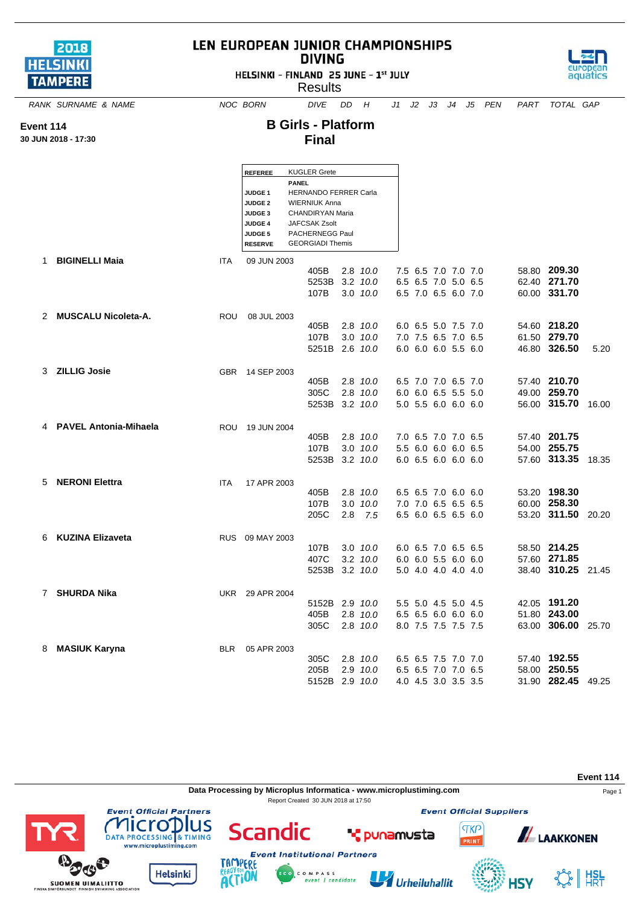# LEN EUROPEAN JUNIOR CHAMPIONSHIPS DIVING

HELSINKI - FINLAND 25 JUNE - 1st JULY

Results

**Event 114**
**30 JUN 2018 - 17:30**

## B Girls - Platform
## Final

| | |
|---|---|
| **REFEREE** | KUGLER Grete |
| | **PANEL** |
| **JUDGE 1** | HERNANDO FERRER Carla |
| **JUDGE 2** | WIERNIUK Anna |
| **JUDGE 3** | CHANDIRYAN Maria |
| **JUDGE 4** | JAFCSAK Zsolt |
| **JUDGE 5** | PACHERNEGG Paul |
| **RESERVE** | GEORGIADI Themis |

| RANK | SURNAME & NAME | NOC | BORN | DIVE | DD | H | J1 | J2 | J3 | J4 | J5 | PEN | PART | TOTAL | GAP |
|---|---|---|---|---|---|---|---|---|---|---|---|---|---|---|---|
| 1 | **BIGINELLI Maia** | ITA | 09 JUN 2003 | | | | | | | | | | | | |
| | | | | 405B | 2.8 | *10.0* | 7.5 | 6.5 | 7.0 | 7.0 | 7.0 | | 58.80 | **209.30** | |
| | | | | 5253B | 3.2 | *10.0* | 6.5 | 6.5 | 7.0 | 5.0 | 6.5 | | 62.40 | **271.70** | |
| | | | | 107B | 3.0 | *10.0* | 6.5 | 7.0 | 6.5 | 6.0 | 7.0 | | 60.00 | **331.70** | |
| 2 | **MUSCALU Nicoleta-A.** | ROU | 08 JUL 2003 | | | | | | | | | | | | |
| | | | | 405B | 2.8 | *10.0* | 6.0 | 6.5 | 5.0 | 7.5 | 7.0 | | 54.60 | **218.20** | |
| | | | | 107B | 3.0 | *10.0* | 7.0 | 7.5 | 6.5 | 7.0 | 6.5 | | 61.50 | **279.70** | |
| | | | | 5251B | 2.6 | *10.0* | 6.0 | 6.0 | 6.0 | 5.5 | 6.0 | | 46.80 | **326.50** | 5.20 |
| 3 | **ZILLIG Josie** | GBR | 14 SEP 2003 | | | | | | | | | | | | |
| | | | | 405B | 2.8 | *10.0* | 6.5 | 7.0 | 7.0 | 6.5 | 7.0 | | 57.40 | **210.70** | |
| | | | | 305C | 2.8 | *10.0* | 6.0 | 6.0 | 6.5 | 5.5 | 5.0 | | 49.00 | **259.70** | |
| | | | | 5253B | 3.2 | *10.0* | 5.0 | 5.5 | 6.0 | 6.0 | 6.0 | | 56.00 | **315.70** | 16.00 |
| 4 | **PAVEL Antonia-Mihaela** | ROU | 19 JUN 2004 | | | | | | | | | | | | |
| | | | | 405B | 2.8 | *10.0* | 7.0 | 6.5 | 7.0 | 7.0 | 6.5 | | 57.40 | **201.75** | |
| | | | | 107B | 3.0 | *10.0* | 5.5 | 6.0 | 6.0 | 6.0 | 6.5 | | 54.00 | **255.75** | |
| | | | | 5253B | 3.2 | *10.0* | 6.0 | 6.5 | 6.0 | 6.0 | 6.0 | | 57.60 | **313.35** | 18.35 |
| 5 | **NERONI Elettra** | ITA | 17 APR 2003 | | | | | | | | | | | | |
| | | | | 405B | 2.8 | *10.0* | 6.5 | 6.5 | 7.0 | 6.0 | 6.0 | | 53.20 | **198.30** | |
| | | | | 107B | 3.0 | *10.0* | 7.0 | 7.0 | 6.5 | 6.5 | 6.5 | | 60.00 | **258.30** | |
| | | | | 205C | 2.8 | *7.5* | 6.5 | 6.0 | 6.5 | 6.5 | 6.0 | | 53.20 | **311.50** | 20.20 |
| 6 | **KUZINA Elizaveta** | RUS | 09 MAY 2003 | | | | | | | | | | | | |
| | | | | 107B | 3.0 | *10.0* | 6.0 | 6.5 | 7.0 | 6.5 | 6.5 | | 58.50 | **214.25** | |
| | | | | 407C | 3.2 | *10.0* | 6.0 | 6.0 | 5.5 | 6.0 | 6.0 | | 57.60 | **271.85** | |
| | | | | 5253B | 3.2 | *10.0* | 5.0 | 4.0 | 4.0 | 4.0 | 4.0 | | 38.40 | **310.25** | 21.45 |
| 7 | **SHURDA Nika** | UKR | 29 APR 2004 | | | | | | | | | | | | |
| | | | | 5152B | 2.9 | *10.0* | 5.5 | 5.0 | 4.5 | 5.0 | 4.5 | | 42.05 | **191.20** | |
| | | | | 405B | 2.8 | *10.0* | 6.5 | 6.5 | 6.0 | 6.0 | 6.0 | | 51.80 | **243.00** | |
| | | | | 305C | 2.8 | *10.0* | 8.0 | 7.5 | 7.5 | 7.5 | 7.5 | | 63.00 | **306.00** | 25.70 |
| 8 | **MASIUK Karyna** | BLR | 05 APR 2003 | | | | | | | | | | | | |
| | | | | 305C | 2.8 | *10.0* | 6.5 | 6.5 | 7.5 | 7.0 | 7.0 | | 57.40 | **192.55** | |
| | | | | 205B | 2.9 | *10.0* | 6.5 | 6.5 | 7.0 | 7.0 | 6.5 | | 58.00 | **250.55** | |
| | | | | 5152B | 2.9 | *10.0* | 4.0 | 4.5 | 3.0 | 3.5 | 3.5 | | 31.90 | **282.45** | 49.25 |

Data Processing by Microplus Informatica - www.microplustiming.com

Report Created 30 JUN 2018 at 17:50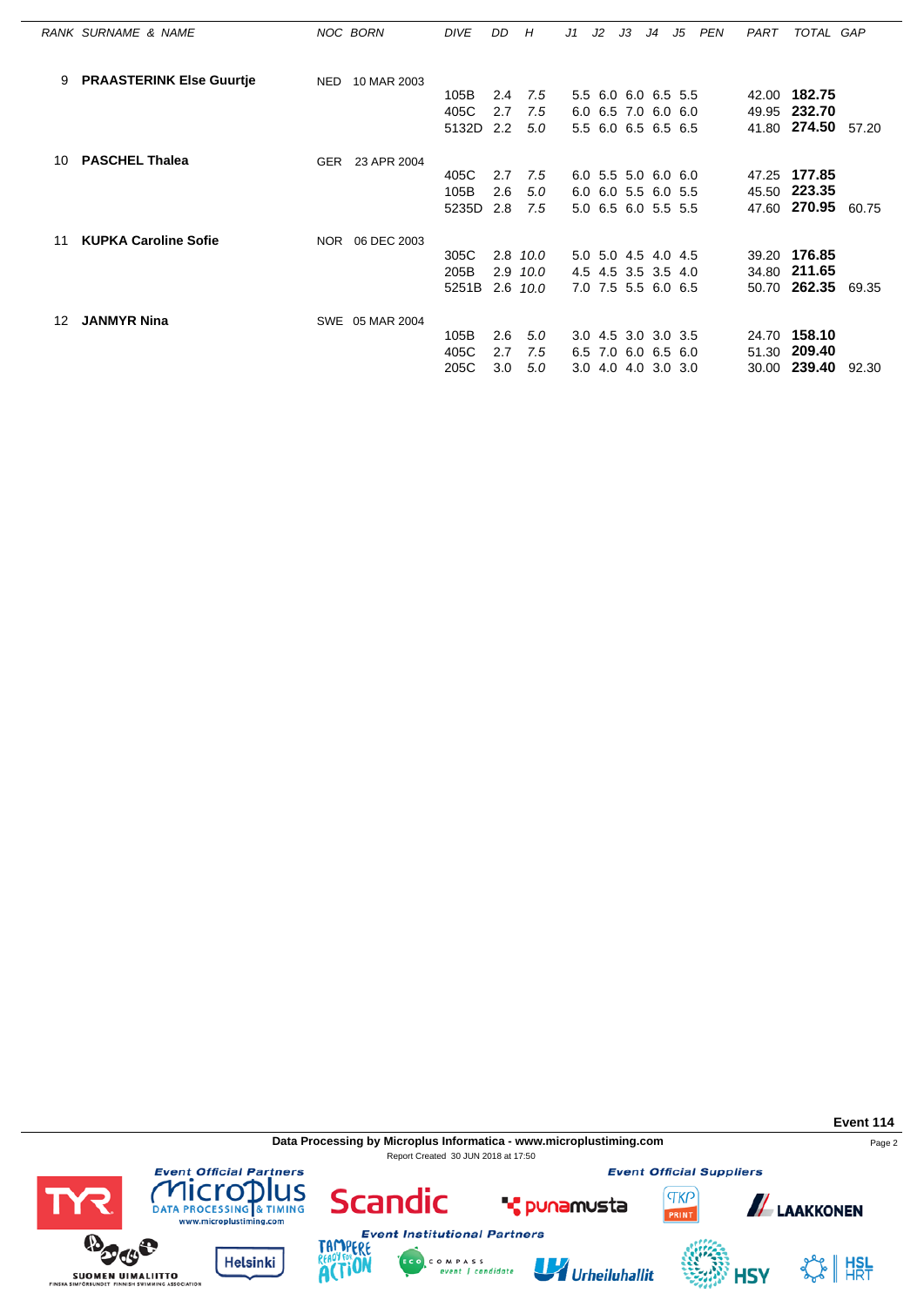| RANK | SURNAME & NAME | NOC | BORN | DIVE | DD | H | J1 | J2 | J3 | J4 | J5 | PEN | PART | TOTAL | GAP |
|---|---|---|---|---|---|---|---|---|---|---|---|---|---|---|---|
| 9 | **PRAASTERINK Else Guurtje** | NED | 10 MAR 2003 | | | | | | | | | | | | |
| | | | | 105B | 2.4 | *7.5* | 5.5 | 6.0 | 6.0 | 6.5 | 5.5 | | 42.00 | **182.75** | |
| | | | | 405C | 2.7 | *7.5* | 6.0 | 6.5 | 7.0 | 6.0 | 6.0 | | 49.95 | **232.70** | |
| | | | | 5132D | 2.2 | *5.0* | 5.5 | 6.0 | 6.5 | 6.5 | 6.5 | | 41.80 | **274.50** | 57.20 |
| 10 | **PASCHEL Thalea** | GER | 23 APR 2004 | | | | | | | | | | | | |
| | | | | 405C | 2.7 | *7.5* | 6.0 | 5.5 | 5.0 | 6.0 | 6.0 | | 47.25 | **177.85** | |
| | | | | 105B | 2.6 | *5.0* | 6.0 | 6.0 | 5.5 | 6.0 | 5.5 | | 45.50 | **223.35** | |
| | | | | 5235D | 2.8 | *7.5* | 5.0 | 6.5 | 6.0 | 5.5 | 5.5 | | 47.60 | **270.95** | 60.75 |
| 11 | **KUPKA Caroline Sofie** | NOR | 06 DEC 2003 | | | | | | | | | | | | |
| | | | | 305C | 2.8 | *10.0* | 5.0 | 5.0 | 4.5 | 4.0 | 4.5 | | 39.20 | **176.85** | |
| | | | | 205B | 2.9 | *10.0* | 4.5 | 4.5 | 3.5 | 3.5 | 4.0 | | 34.80 | **211.65** | |
| | | | | 5251B | 2.6 | *10.0* | 7.0 | 7.5 | 5.5 | 6.0 | 6.5 | | 50.70 | **262.35** | 69.35 |
| 12 | **JANMYR Nina** | SWE | 05 MAR 2004 | | | | | | | | | | | | |
| | | | | 105B | 2.6 | *5.0* | 3.0 | 4.5 | 3.0 | 3.0 | 3.5 | | 24.70 | **158.10** | |
| | | | | 405C | 2.7 | *7.5* | 6.5 | 7.0 | 6.0 | 6.5 | 6.0 | | 51.30 | **209.40** | |
| | | | | 205C | 3.0 | *5.0* | 3.0 | 4.0 | 4.0 | 3.0 | 3.0 | | 30.00 | **239.40** | 92.30 |

**Event 114**

**Data Processing by Microplus Informatica - www.microplustiming.com**

Report Created 30 JUN 2018 at 17:50

*Event Official Partners* — TYR, Microplus Data Processing & Timing (www.microplustiming.com), Scandic, Suomen Uimaliitto, Helsinki

*Event Official Suppliers* — Punamusta, TKP Print, Laakkonen

*Event Institutional Partners* — Tampere Ready for Action, Eco Compass, Urheiluhallit, HSY, HSL HRT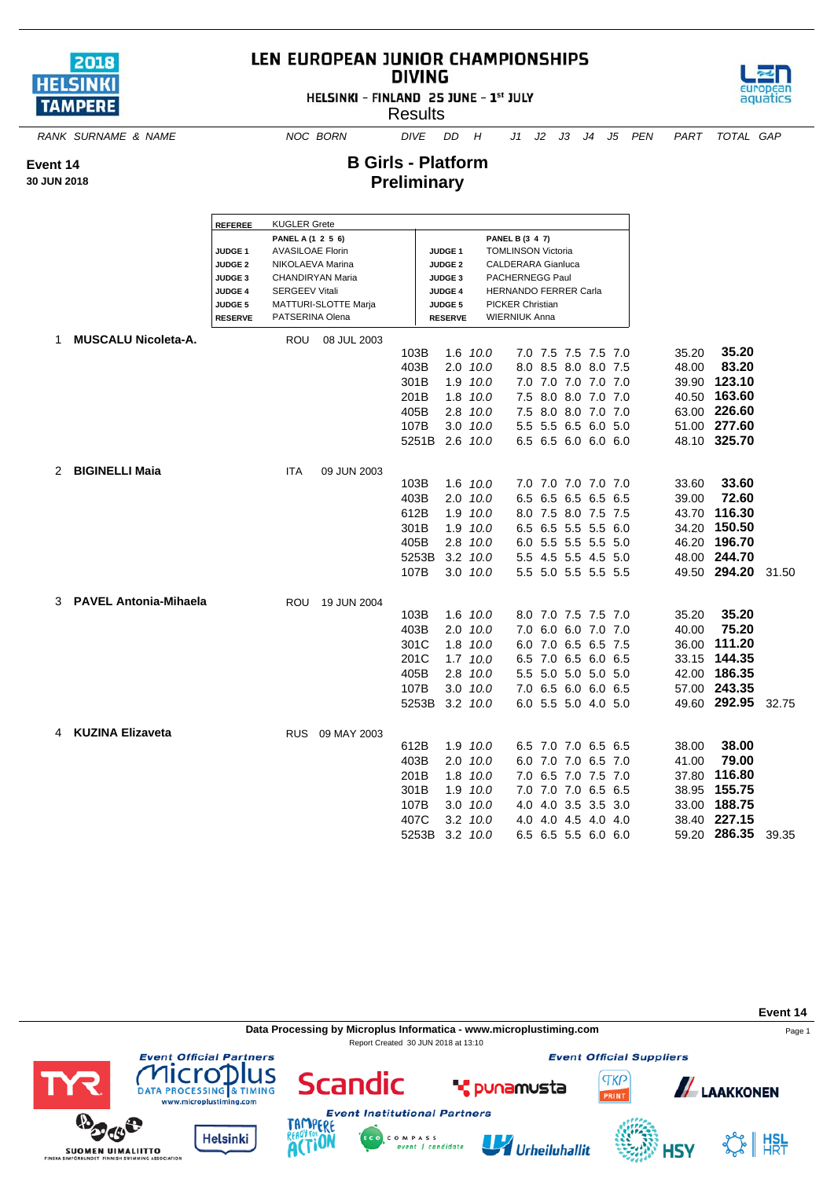# LEN EUROPEAN JUNIOR CHAMPIONSHIPS DIVING

HELSINKI - FINLAND 25 JUNE - 1st JULY

Results

**Event 14**
**30 JUN 2018**

## B Girls - Platform
## Preliminary

| REFEREE | KUGLER Grete | | |
|---|---|---|---|
| | PANEL A (1 2 5 6) | | PANEL B (3 4 7) |
| JUDGE 1 | AVASILOAE Florin | JUDGE 1 | TOMLINSON Victoria |
| JUDGE 2 | NIKOLAEVA Marina | JUDGE 2 | CALDERARA Gianluca |
| JUDGE 3 | CHANDIRYAN Maria | JUDGE 3 | PACHERNEGG Paul |
| JUDGE 4 | SERGEEV Vitali | JUDGE 4 | HERNANDO FERRER Carla |
| JUDGE 5 | MATTURI-SLOTTE Marja | JUDGE 5 | PICKER Christian |
| RESERVE | PATSERINA Olena | RESERVE | WIERNIUK Anna |

| RANK | SURNAME & NAME | NOC | BORN | DIVE | DD | H | J1 | J2 | J3 | J4 | J5 | PEN | PART | TOTAL | GAP |
|---|---|---|---|---|---|---|---|---|---|---|---|---|---|---|---|
| 1 | **MUSCALU Nicoleta-A.** | ROU | 08 JUL 2003 | | | | | | | | | | | | |
| | | | | 103B | 1.6 | 10.0 | 7.0 | 7.5 | 7.5 | 7.5 | 7.0 | | 35.20 | **35.20** | |
| | | | | 403B | 2.0 | 10.0 | 8.0 | 8.5 | 8.0 | 8.0 | 7.5 | | 48.00 | **83.20** | |
| | | | | 301B | 1.9 | 10.0 | 7.0 | 7.0 | 7.0 | 7.0 | 7.0 | | 39.90 | **123.10** | |
| | | | | 201B | 1.8 | 10.0 | 7.5 | 8.0 | 8.0 | 7.0 | 7.0 | | 40.50 | **163.60** | |
| | | | | 405B | 2.8 | 10.0 | 7.5 | 8.0 | 8.0 | 7.0 | 7.0 | | 63.00 | **226.60** | |
| | | | | 107B | 3.0 | 10.0 | 5.5 | 5.5 | 6.5 | 6.0 | 5.0 | | 51.00 | **277.60** | |
| | | | | 5251B | 2.6 | 10.0 | 6.5 | 6.5 | 6.0 | 6.0 | 6.0 | | 48.10 | **325.70** | |
| 2 | **BIGINELLI Maia** | ITA | 09 JUN 2003 | | | | | | | | | | | | |
| | | | | 103B | 1.6 | 10.0 | 7.0 | 7.0 | 7.0 | 7.0 | 7.0 | | 33.60 | **33.60** | |
| | | | | 403B | 2.0 | 10.0 | 6.5 | 6.5 | 6.5 | 6.5 | 6.5 | | 39.00 | **72.60** | |
| | | | | 612B | 1.9 | 10.0 | 8.0 | 7.5 | 8.0 | 7.5 | 7.5 | | 43.70 | **116.30** | |
| | | | | 301B | 1.9 | 10.0 | 6.5 | 6.5 | 5.5 | 5.5 | 6.0 | | 34.20 | **150.50** | |
| | | | | 405B | 2.8 | 10.0 | 6.0 | 5.5 | 5.5 | 5.5 | 5.0 | | 46.20 | **196.70** | |
| | | | | 5253B | 3.2 | 10.0 | 5.5 | 4.5 | 5.5 | 4.5 | 5.0 | | 48.00 | **244.70** | |
| | | | | 107B | 3.0 | 10.0 | 5.5 | 5.0 | 5.5 | 5.5 | 5.5 | | 49.50 | **294.20** | 31.50 |
| 3 | **PAVEL Antonia-Mihaela** | ROU | 19 JUN 2004 | | | | | | | | | | | | |
| | | | | 103B | 1.6 | 10.0 | 8.0 | 7.0 | 7.5 | 7.5 | 7.0 | | 35.20 | **35.20** | |
| | | | | 403B | 2.0 | 10.0 | 7.0 | 6.0 | 6.0 | 7.0 | 7.0 | | 40.00 | **75.20** | |
| | | | | 301C | 1.8 | 10.0 | 6.0 | 7.0 | 6.5 | 6.5 | 7.5 | | 36.00 | **111.20** | |
| | | | | 201C | 1.7 | 10.0 | 6.5 | 7.0 | 6.5 | 6.0 | 6.5 | | 33.15 | **144.35** | |
| | | | | 405B | 2.8 | 10.0 | 5.5 | 5.0 | 5.0 | 5.0 | 5.0 | | 42.00 | **186.35** | |
| | | | | 107B | 3.0 | 10.0 | 7.0 | 6.5 | 6.0 | 6.0 | 6.5 | | 57.00 | **243.35** | |
| | | | | 5253B | 3.2 | 10.0 | 6.0 | 5.5 | 5.0 | 4.0 | 5.0 | | 49.60 | **292.95** | 32.75 |
| 4 | **KUZINA Elizaveta** | RUS | 09 MAY 2003 | | | | | | | | | | | | |
| | | | | 612B | 1.9 | 10.0 | 6.5 | 7.0 | 7.0 | 6.5 | 6.5 | | 38.00 | **38.00** | |
| | | | | 403B | 2.0 | 10.0 | 6.0 | 7.0 | 7.0 | 6.5 | 7.0 | | 41.00 | **79.00** | |
| | | | | 201B | 1.8 | 10.0 | 7.0 | 6.5 | 7.0 | 7.5 | 7.0 | | 37.80 | **116.80** | |
| | | | | 301B | 1.9 | 10.0 | 7.0 | 7.0 | 7.0 | 6.5 | 6.5 | | 38.95 | **155.75** | |
| | | | | 107B | 3.0 | 10.0 | 4.0 | 4.0 | 3.5 | 3.5 | 3.0 | | 33.00 | **188.75** | |
| | | | | 407C | 3.2 | 10.0 | 4.0 | 4.0 | 4.5 | 4.0 | 4.0 | | 38.40 | **227.15** | |
| | | | | 5253B | 3.2 | 10.0 | 6.5 | 6.5 | 5.5 | 6.0 | 6.0 | | 59.20 | **286.35** | 39.35 |

Data Processing by Microplus Informatica - www.microplustiming.com

Report Created 30 JUN 2018 at 13:10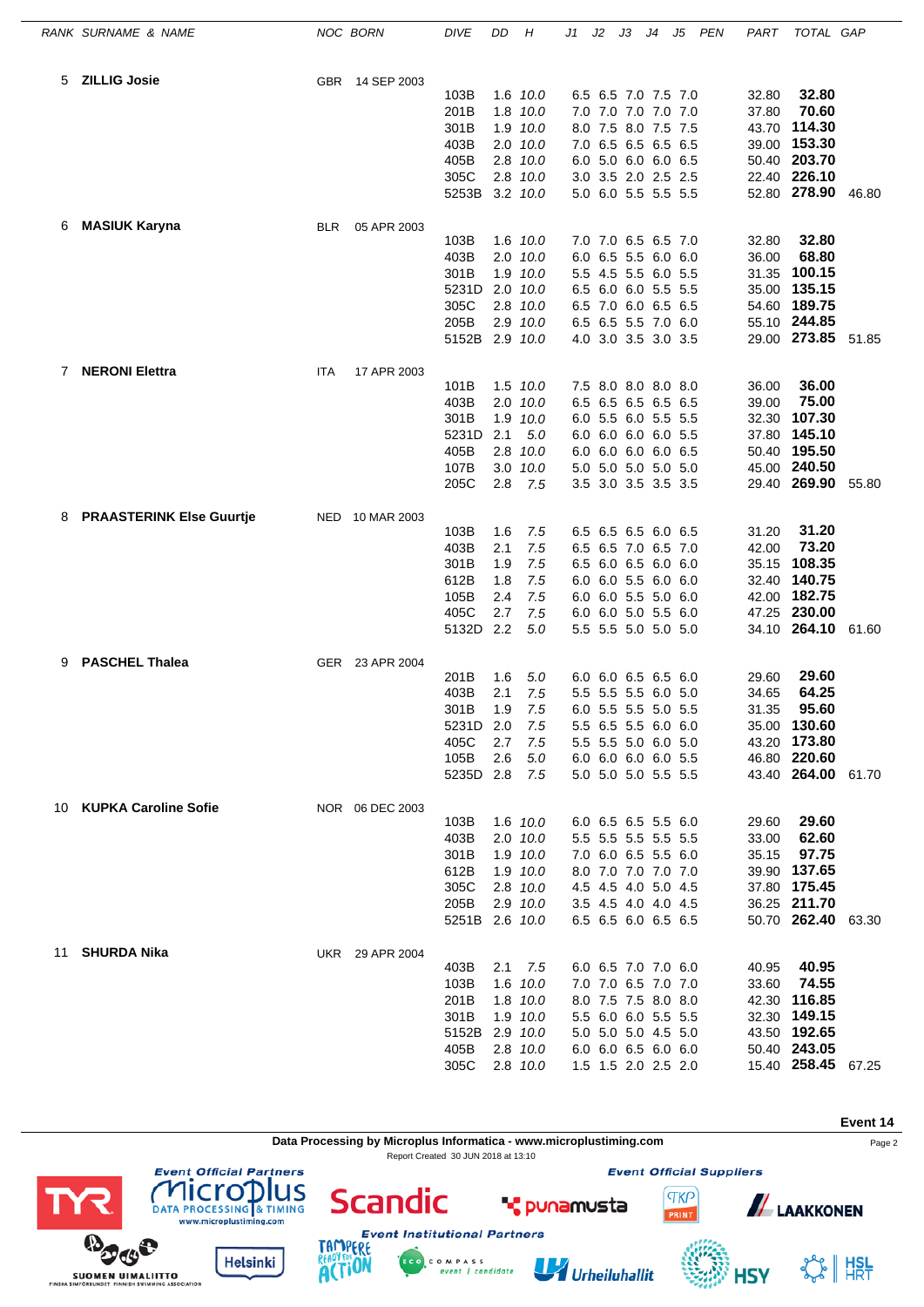| RANK | SURNAME & NAME | NOC | BORN | DIVE | DD | H | J1 | J2 | J3 | J4 | J5 | PEN | PART | TOTAL | GAP |
|---|---|---|---|---|---|---|---|---|---|---|---|---|---|---|---|
| 5 | **ZILLIG Josie** | GBR | 14 SEP 2003 | | | | | | | | | | | | |
| | | | | 103B | 1.6 | *10.0* | 6.5 | 6.5 | 7.0 | 7.5 | 7.0 | | 32.80 | **32.80** | |
| | | | | 201B | 1.8 | *10.0* | 7.0 | 7.0 | 7.0 | 7.0 | 7.0 | | 37.80 | **70.60** | |
| | | | | 301B | 1.9 | *10.0* | 8.0 | 7.5 | 8.0 | 7.5 | 7.5 | | 43.70 | **114.30** | |
| | | | | 403B | 2.0 | *10.0* | 7.0 | 6.5 | 6.5 | 6.5 | 6.5 | | 39.00 | **153.30** | |
| | | | | 405B | 2.8 | *10.0* | 6.0 | 5.0 | 6.0 | 6.0 | 6.5 | | 50.40 | **203.70** | |
| | | | | 305C | 2.8 | *10.0* | 3.0 | 3.5 | 2.0 | 2.5 | 2.5 | | 22.40 | **226.10** | |
| | | | | 5253B | 3.2 | *10.0* | 5.0 | 6.0 | 5.5 | 5.5 | 5.5 | | 52.80 | **278.90** | 46.80 |
| 6 | **MASIUK Karyna** | BLR | 05 APR 2003 | | | | | | | | | | | | |
| | | | | 103B | 1.6 | *10.0* | 7.0 | 7.0 | 6.5 | 6.5 | 7.0 | | 32.80 | **32.80** | |
| | | | | 403B | 2.0 | *10.0* | 6.0 | 6.5 | 5.5 | 6.0 | 6.0 | | 36.00 | **68.80** | |
| | | | | 301B | 1.9 | *10.0* | 5.5 | 4.5 | 5.5 | 6.0 | 5.5 | | 31.35 | **100.15** | |
| | | | | 5231D | 2.0 | *10.0* | 6.5 | 6.0 | 6.0 | 5.5 | 5.5 | | 35.00 | **135.15** | |
| | | | | 305C | 2.8 | *10.0* | 6.5 | 7.0 | 6.0 | 6.5 | 6.5 | | 54.60 | **189.75** | |
| | | | | 205B | 2.9 | *10.0* | 6.5 | 6.5 | 5.5 | 7.0 | 6.0 | | 55.10 | **244.85** | |
| | | | | 5152B | 2.9 | *10.0* | 4.0 | 3.0 | 3.5 | 3.0 | 3.5 | | 29.00 | **273.85** | 51.85 |
| 7 | **NERONI Elettra** | ITA | 17 APR 2003 | | | | | | | | | | | | |
| | | | | 101B | 1.5 | *10.0* | 7.5 | 8.0 | 8.0 | 8.0 | 8.0 | | 36.00 | **36.00** | |
| | | | | 403B | 2.0 | *10.0* | 6.5 | 6.5 | 6.5 | 6.5 | 6.5 | | 39.00 | **75.00** | |
| | | | | 301B | 1.9 | *10.0* | 6.0 | 5.5 | 6.0 | 5.5 | 5.5 | | 32.30 | **107.30** | |
| | | | | 5231D | 2.1 | *5.0* | 6.0 | 6.0 | 6.0 | 6.0 | 5.5 | | 37.80 | **145.10** | |
| | | | | 405B | 2.8 | *10.0* | 6.0 | 6.0 | 6.0 | 6.0 | 6.5 | | 50.40 | **195.50** | |
| | | | | 107B | 3.0 | *10.0* | 5.0 | 5.0 | 5.0 | 5.0 | 5.0 | | 45.00 | **240.50** | |
| | | | | 205C | 2.8 | *7.5* | 3.5 | 3.0 | 3.5 | 3.5 | 3.5 | | 29.40 | **269.90** | 55.80 |
| 8 | **PRAASTERINK Else Guurtje** | NED | 10 MAR 2003 | | | | | | | | | | | | |
| | | | | 103B | 1.6 | *7.5* | 6.5 | 6.5 | 6.5 | 6.0 | 6.5 | | 31.20 | **31.20** | |
| | | | | 403B | 2.1 | *7.5* | 6.5 | 6.5 | 7.0 | 6.5 | 7.0 | | 42.00 | **73.20** | |
| | | | | 301B | 1.9 | *7.5* | 6.5 | 6.0 | 6.5 | 6.0 | 6.0 | | 35.15 | **108.35** | |
| | | | | 612B | 1.8 | *7.5* | 6.0 | 6.0 | 5.5 | 6.0 | 6.0 | | 32.40 | **140.75** | |
| | | | | 105B | 2.4 | *7.5* | 6.0 | 6.0 | 5.5 | 5.0 | 6.0 | | 42.00 | **182.75** | |
| | | | | 405C | 2.7 | *7.5* | 6.0 | 6.0 | 5.0 | 5.5 | 6.0 | | 47.25 | **230.00** | |
| | | | | 5132D | 2.2 | *5.0* | 5.5 | 5.5 | 5.0 | 5.0 | 5.0 | | 34.10 | **264.10** | 61.60 |
| 9 | **PASCHEL Thalea** | GER | 23 APR 2004 | | | | | | | | | | | | |
| | | | | 201B | 1.6 | *5.0* | 6.0 | 6.0 | 6.5 | 6.5 | 6.0 | | 29.60 | **29.60** | |
| | | | | 403B | 2.1 | *7.5* | 5.5 | 5.5 | 5.5 | 6.0 | 5.0 | | 34.65 | **64.25** | |
| | | | | 301B | 1.9 | *7.5* | 6.0 | 5.5 | 5.5 | 5.0 | 5.5 | | 31.35 | **95.60** | |
| | | | | 5231D | 2.0 | *7.5* | 5.5 | 6.5 | 5.5 | 6.0 | 6.0 | | 35.00 | **130.60** | |
| | | | | 405C | 2.7 | *7.5* | 5.5 | 5.5 | 5.0 | 6.0 | 5.0 | | 43.20 | **173.80** | |
| | | | | 105B | 2.6 | *5.0* | 6.0 | 6.0 | 6.0 | 6.0 | 5.5 | | 46.80 | **220.60** | |
| | | | | 5235D | 2.8 | *7.5* | 5.0 | 5.0 | 5.0 | 5.5 | 5.5 | | 43.40 | **264.00** | 61.70 |
| 10 | **KUPKA Caroline Sofie** | NOR | 06 DEC 2003 | | | | | | | | | | | | |
| | | | | 103B | 1.6 | *10.0* | 6.0 | 6.5 | 6.5 | 5.5 | 6.0 | | 29.60 | **29.60** | |
| | | | | 403B | 2.0 | *10.0* | 5.5 | 5.5 | 5.5 | 5.5 | 5.5 | | 33.00 | **62.60** | |
| | | | | 301B | 1.9 | *10.0* | 7.0 | 6.0 | 6.5 | 5.5 | 6.0 | | 35.15 | **97.75** | |
| | | | | 612B | 1.9 | *10.0* | 8.0 | 7.0 | 7.0 | 7.0 | 7.0 | | 39.90 | **137.65** | |
| | | | | 305C | 2.8 | *10.0* | 4.5 | 4.5 | 4.0 | 5.0 | 4.5 | | 37.80 | **175.45** | |
| | | | | 205B | 2.9 | *10.0* | 3.5 | 4.5 | 4.0 | 4.0 | 4.5 | | 36.25 | **211.70** | |
| | | | | 5251B | 2.6 | *10.0* | 6.5 | 6.5 | 6.0 | 6.5 | 6.5 | | 50.70 | **262.40** | 63.30 |
| 11 | **SHURDA Nika** | UKR | 29 APR 2004 | | | | | | | | | | | | |
| | | | | 403B | 2.1 | *7.5* | 6.0 | 6.5 | 7.0 | 7.0 | 6.0 | | 40.95 | **40.95** | |
| | | | | 103B | 1.6 | *10.0* | 7.0 | 7.0 | 6.5 | 7.0 | 7.0 | | 33.60 | **74.55** | |
| | | | | 201B | 1.8 | *10.0* | 8.0 | 7.5 | 7.5 | 8.0 | 8.0 | | 42.30 | **116.85** | |
| | | | | 301B | 1.9 | *10.0* | 5.5 | 6.0 | 6.0 | 5.5 | 5.5 | | 32.30 | **149.15** | |
| | | | | 5152B | 2.9 | *10.0* | 5.0 | 5.0 | 5.0 | 4.5 | 5.0 | | 43.50 | **192.65** | |
| | | | | 405B | 2.8 | *10.0* | 6.0 | 6.0 | 6.5 | 6.0 | 6.0 | | 50.40 | **243.05** | |
| | | | | 305C | 2.8 | *10.0* | 1.5 | 1.5 | 2.0 | 2.5 | 2.0 | | 15.40 | **258.45** | 67.25 |

**Event 14**

**Data Processing by Microplus Informatica - www.microplustiming.com**

Report Created 30 JUN 2018 at 13:10

*Event Official Partners* — *Event Official Suppliers* — *Event Institutional Partners*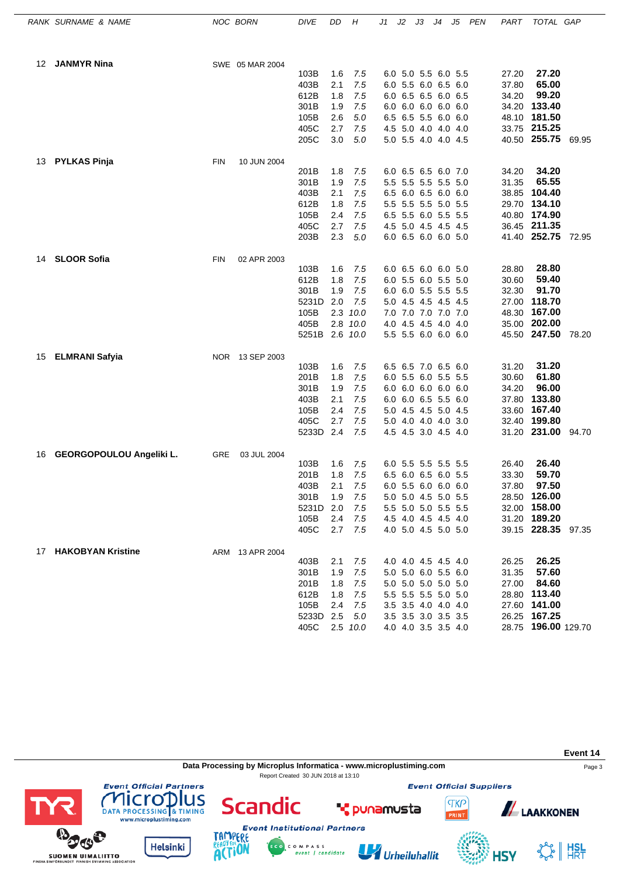| RANK | SURNAME & NAME | NOC | BORN | DIVE | DD | H | J1 | J2 | J3 | J4 | J5 | PEN | PART | TOTAL | GAP |
|---|---|---|---|---|---|---|---|---|---|---|---|---|---|---|---|
| 12 | **JANMYR Nina** | SWE | 05 MAR 2004 | | | | | | | | | | | | |
| | | | | 103B | 1.6 | *7.5* | 6.0 | 5.0 | 5.5 | 6.0 | 5.5 | | 27.20 | **27.20** | |
| | | | | 403B | 2.1 | *7.5* | 6.0 | 5.5 | 6.0 | 6.5 | 6.0 | | 37.80 | **65.00** | |
| | | | | 612B | 1.8 | *7.5* | 6.0 | 6.5 | 6.5 | 6.0 | 6.5 | | 34.20 | **99.20** | |
| | | | | 301B | 1.9 | *7.5* | 6.0 | 6.0 | 6.0 | 6.0 | 6.0 | | 34.20 | **133.40** | |
| | | | | 105B | 2.6 | *5.0* | 6.5 | 6.5 | 5.5 | 6.0 | 6.0 | | 48.10 | **181.50** | |
| | | | | 405C | 2.7 | *7.5* | 4.5 | 5.0 | 4.0 | 4.0 | 4.0 | | 33.75 | **215.25** | |
| | | | | 205C | 3.0 | *5.0* | 5.0 | 5.5 | 4.0 | 4.0 | 4.5 | | 40.50 | **255.75** | 69.95 |
| 13 | **PYLKAS Pinja** | FIN | 10 JUN 2004 | | | | | | | | | | | | |
| | | | | 201B | 1.8 | *7.5* | 6.0 | 6.5 | 6.5 | 6.0 | 7.0 | | 34.20 | **34.20** | |
| | | | | 301B | 1.9 | *7.5* | 5.5 | 5.5 | 5.5 | 5.5 | 5.0 | | 31.35 | **65.55** | |
| | | | | 403B | 2.1 | *7.5* | 6.5 | 6.0 | 6.5 | 6.0 | 6.0 | | 38.85 | **104.40** | |
| | | | | 612B | 1.8 | *7.5* | 5.5 | 5.5 | 5.5 | 5.0 | 5.5 | | 29.70 | **134.10** | |
| | | | | 105B | 2.4 | *7.5* | 6.5 | 5.5 | 6.0 | 5.5 | 5.5 | | 40.80 | **174.90** | |
| | | | | 405C | 2.7 | *7.5* | 4.5 | 5.0 | 4.5 | 4.5 | 4.5 | | 36.45 | **211.35** | |
| | | | | 203B | 2.3 | *5.0* | 6.0 | 6.5 | 6.0 | 6.0 | 5.0 | | 41.40 | **252.75** | 72.95 |
| 14 | **SLOOR Sofia** | FIN | 02 APR 2003 | | | | | | | | | | | | |
| | | | | 103B | 1.6 | *7.5* | 6.0 | 6.5 | 6.0 | 6.0 | 5.0 | | 28.80 | **28.80** | |
| | | | | 612B | 1.8 | *7.5* | 6.0 | 5.5 | 6.0 | 5.5 | 5.0 | | 30.60 | **59.40** | |
| | | | | 301B | 1.9 | *7.5* | 6.0 | 6.0 | 5.5 | 5.5 | 5.5 | | 32.30 | **91.70** | |
| | | | | 5231D | 2.0 | *7.5* | 5.0 | 4.5 | 4.5 | 4.5 | 4.5 | | 27.00 | **118.70** | |
| | | | | 105B | 2.3 | *10.0* | 7.0 | 7.0 | 7.0 | 7.0 | 7.0 | | 48.30 | **167.00** | |
| | | | | 405B | 2.8 | *10.0* | 4.0 | 4.5 | 4.5 | 4.0 | 4.0 | | 35.00 | **202.00** | |
| | | | | 5251B | 2.6 | *10.0* | 5.5 | 5.5 | 6.0 | 6.0 | 6.0 | | 45.50 | **247.50** | 78.20 |
| 15 | **ELMRANI Safyia** | NOR | 13 SEP 2003 | | | | | | | | | | | | |
| | | | | 103B | 1.6 | *7.5* | 6.5 | 6.5 | 7.0 | 6.5 | 6.0 | | 31.20 | **31.20** | |
| | | | | 201B | 1.8 | *7.5* | 6.0 | 5.5 | 6.0 | 5.5 | 5.5 | | 30.60 | **61.80** | |
| | | | | 301B | 1.9 | *7.5* | 6.0 | 6.0 | 6.0 | 6.0 | 6.0 | | 34.20 | **96.00** | |
| | | | | 403B | 2.1 | *7.5* | 6.0 | 6.0 | 6.5 | 5.5 | 6.0 | | 37.80 | **133.80** | |
| | | | | 105B | 2.4 | *7.5* | 5.0 | 4.5 | 4.5 | 5.0 | 4.5 | | 33.60 | **167.40** | |
| | | | | 405C | 2.7 | *7.5* | 5.0 | 4.0 | 4.0 | 4.0 | 3.0 | | 32.40 | **199.80** | |
| | | | | 5233D | 2.4 | *7.5* | 4.5 | 4.5 | 3.0 | 4.5 | 4.0 | | 31.20 | **231.00** | 94.70 |
| 16 | **GEORGOPOULOU Angeliki L.** | GRE | 03 JUL 2004 | | | | | | | | | | | | |
| | | | | 103B | 1.6 | *7.5* | 6.0 | 5.5 | 5.5 | 5.5 | 5.5 | | 26.40 | **26.40** | |
| | | | | 201B | 1.8 | *7.5* | 6.5 | 6.0 | 6.5 | 6.0 | 5.5 | | 33.30 | **59.70** | |
| | | | | 403B | 2.1 | *7.5* | 6.0 | 5.5 | 6.0 | 6.0 | 6.0 | | 37.80 | **97.50** | |
| | | | | 301B | 1.9 | *7.5* | 5.0 | 5.0 | 4.5 | 5.0 | 5.5 | | 28.50 | **126.00** | |
| | | | | 5231D | 2.0 | *7.5* | 5.5 | 5.0 | 5.0 | 5.5 | 5.5 | | 32.00 | **158.00** | |
| | | | | 105B | 2.4 | *7.5* | 4.5 | 4.0 | 4.5 | 4.5 | 4.0 | | 31.20 | **189.20** | |
| | | | | 405C | 2.7 | *7.5* | 4.0 | 5.0 | 4.5 | 5.0 | 5.0 | | 39.15 | **228.35** | 97.35 |
| 17 | **HAKOBYAN Kristine** | ARM | 13 APR 2004 | | | | | | | | | | | | |
| | | | | 403B | 2.1 | *7.5* | 4.0 | 4.0 | 4.5 | 4.5 | 4.0 | | 26.25 | **26.25** | |
| | | | | 301B | 1.9 | *7.5* | 5.0 | 5.0 | 6.0 | 5.5 | 6.0 | | 31.35 | **57.60** | |
| | | | | 201B | 1.8 | *7.5* | 5.0 | 5.0 | 5.0 | 5.0 | 5.0 | | 27.00 | **84.60** | |
| | | | | 612B | 1.8 | *7.5* | 5.5 | 5.5 | 5.5 | 5.0 | 5.0 | | 28.80 | **113.40** | |
| | | | | 105B | 2.4 | *7.5* | 3.5 | 3.5 | 4.0 | 4.0 | 4.0 | | 27.60 | **141.00** | |
| | | | | 5233D | 2.5 | *5.0* | 3.5 | 3.5 | 3.0 | 3.5 | 3.5 | | 26.25 | **167.25** | |
| | | | | 405C | 2.5 | *10.0* | 4.0 | 4.0 | 3.5 | 3.5 | 4.0 | | 28.75 | **196.00** | 129.70 |

**Event 14**

**Data Processing by Microplus Informatica - www.microplustiming.com**

Report Created 30 JUN 2018 at 13:10

Event Official Partners: TYR, Microplus Data Processing & Timing (www.microplustiming.com), Scandic

Event Official Suppliers: punamusta, TKP Print, Laakkonen

Event Institutional Partners: Suomen Uimaliitto, Helsinki, Tampere, Eco Compass, Urheiluhallit, HSY, HSL HRT